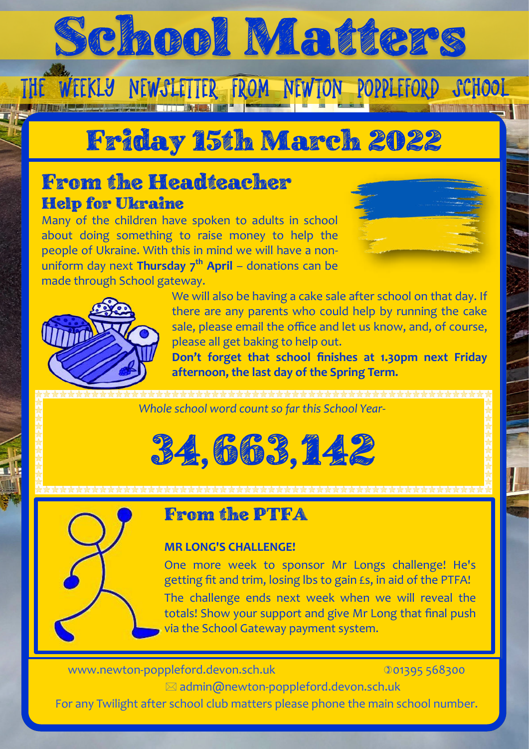# School Matters

THE WEEKLY NEWSLETTER FROM NEWTON POPPLEFORD SCHOOL

## Friday 15th March 2022

## From the Headteacher

### Help for Ukraine

Many of the children have spoken to adults in school about doing something to raise money to help the people of Ukraine. With this in mind we will have a non-uniform day next **Thursday 7th April** – donations can be made through School gateway.

We will also be having a cake sale after school on that day. If there are any parents who could help by running the cake sale, please email the office and let us know, and, of course, please all get baking to help out.

**Don't forget that school finishes at 1.30pm next Friday afternoon, the last day of the Spring Term.**

*Whole school word count so far this School Year-*

# 34,663,142

## From the PTFA

**MR LONG'S CHALLENGE!**

One more week to sponsor Mr Longs challenge! He's getting fit and trim, losing lbs to gain £s, in aid of the PTFA! The challenge ends next week when we will reveal the totals! Show your support and give Mr Long that final push via the School Gateway payment system.

www.newton-poppleford.devon.sch.uk ✆01395 568300

✉ admin@newton-poppleford.devon.sch.uk

For any Twilight after school club matters please phone the main school number.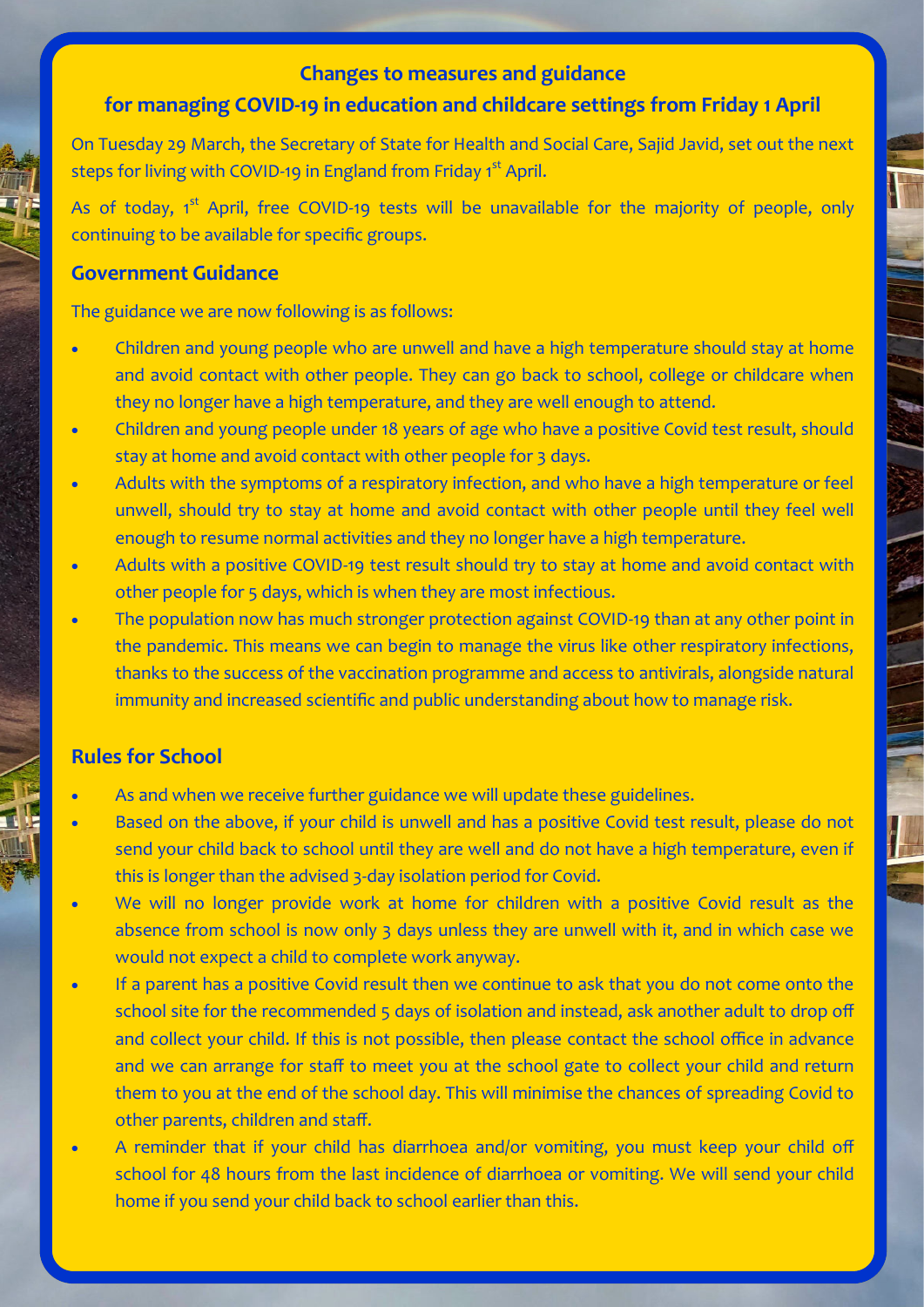## Changes to measures and guidance for managing COVID-19 in education and childcare settings from Friday 1 April

On Tuesday 29 March, the Secretary of State for Health and Social Care, Sajid Javid, set out the next steps for living with COVID-19 in England from Friday 1st April.

As of today, 1st April, free COVID-19 tests will be unavailable for the majority of people, only continuing to be available for specific groups.

### Government Guidance

The guidance we are now following is as follows:

- Children and young people who are unwell and have a high temperature should stay at home and avoid contact with other people. They can go back to school, college or childcare when they no longer have a high temperature, and they are well enough to attend.
- Children and young people under 18 years of age who have a positive Covid test result, should stay at home and avoid contact with other people for 3 days.
- Adults with the symptoms of a respiratory infection, and who have a high temperature or feel unwell, should try to stay at home and avoid contact with other people until they feel well enough to resume normal activities and they no longer have a high temperature.
- Adults with a positive COVID-19 test result should try to stay at home and avoid contact with other people for 5 days, which is when they are most infectious.
- The population now has much stronger protection against COVID-19 than at any other point in the pandemic. This means we can begin to manage the virus like other respiratory infections, thanks to the success of the vaccination programme and access to antivirals, alongside natural immunity and increased scientific and public understanding about how to manage risk.

### Rules for School

- As and when we receive further guidance we will update these guidelines.
- Based on the above, if your child is unwell and has a positive Covid test result, please do not send your child back to school until they are well and do not have a high temperature, even if this is longer than the advised 3-day isolation period for Covid.
- We will no longer provide work at home for children with a positive Covid result as the absence from school is now only 3 days unless they are unwell with it, and in which case we would not expect a child to complete work anyway.
- If a parent has a positive Covid result then we continue to ask that you do not come onto the school site for the recommended 5 days of isolation and instead, ask another adult to drop off and collect your child. If this is not possible, then please contact the school office in advance and we can arrange for staff to meet you at the school gate to collect your child and return them to you at the end of the school day. This will minimise the chances of spreading Covid to other parents, children and staff.
- A reminder that if your child has diarrhoea and/or vomiting, you must keep your child off school for 48 hours from the last incidence of diarrhoea or vomiting. We will send your child home if you send your child back to school earlier than this.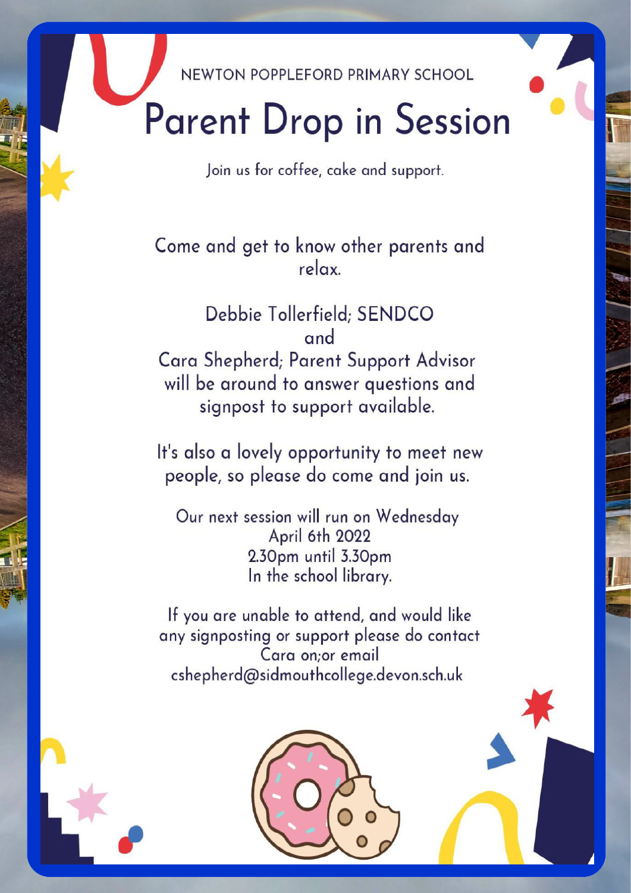NEWTON POPPLEFORD PRIMARY SCHOOL

# Parent Drop in Session

Join us for coffee, cake and support.

Come and get to know other parents and relax.

Debbie Tollerfield; SENDCO
and
Cara Shepherd; Parent Support Advisor
will be around to answer questions and signpost to support available.

It's also a lovely opportunity to meet new people, so please do come and join us.

Our next session will run on Wednesday
April 6th 2022
2.30pm until 3.30pm
In the school library.

If you are unable to attend, and would like any signposting or support please do contact Cara on;or email
cshepherd@sidmouthcollege.devon.sch.uk